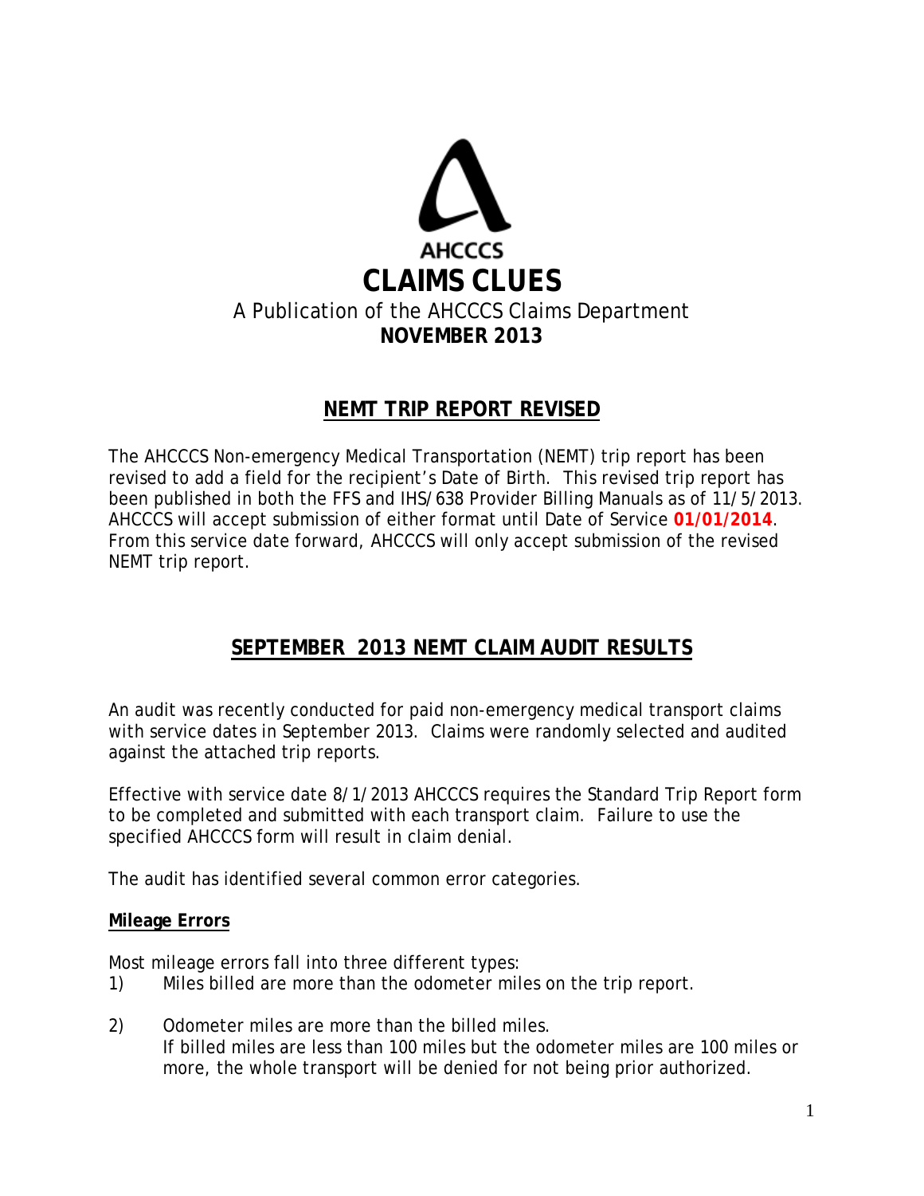AHCCCS

# CLAIMS CLUES

A Publication of the AHCCCS Claims Department

**NOVEMBER 2013**

## NEMT TRIP REPORT REVISED

The AHCCCS Non-emergency Medical Transportation (NEMT) trip report has been revised to add a field for the recipient's Date of Birth. This revised trip report has been published in both the FFS and IHS/638 Provider Billing Manuals as of 11/5/2013. AHCCCS will accept submission of either format until Date of Service **01/01/2014**. From this service date forward, AHCCCS will only accept submission of the revised NEMT trip report.

## SEPTEMBER 2013 NEMT CLAIM AUDIT RESULTS

An audit was recently conducted for paid non-emergency medical transport claims with service dates in September 2013. Claims were randomly selected and audited against the attached trip reports.

Effective with service date 8/1/2013 AHCCCS requires the Standard Trip Report form to be completed and submitted with each transport claim. Failure to use the specified AHCCCS form will result in claim denial.

The audit has identified several common error categories.

### Mileage Errors

Most mileage errors fall into three different types:

1) Miles billed are more than the odometer miles on the trip report.

2) Odometer miles are more than the billed miles.
   If billed miles are less than 100 miles but the odometer miles are 100 miles or more, the whole transport will be denied for not being prior authorized.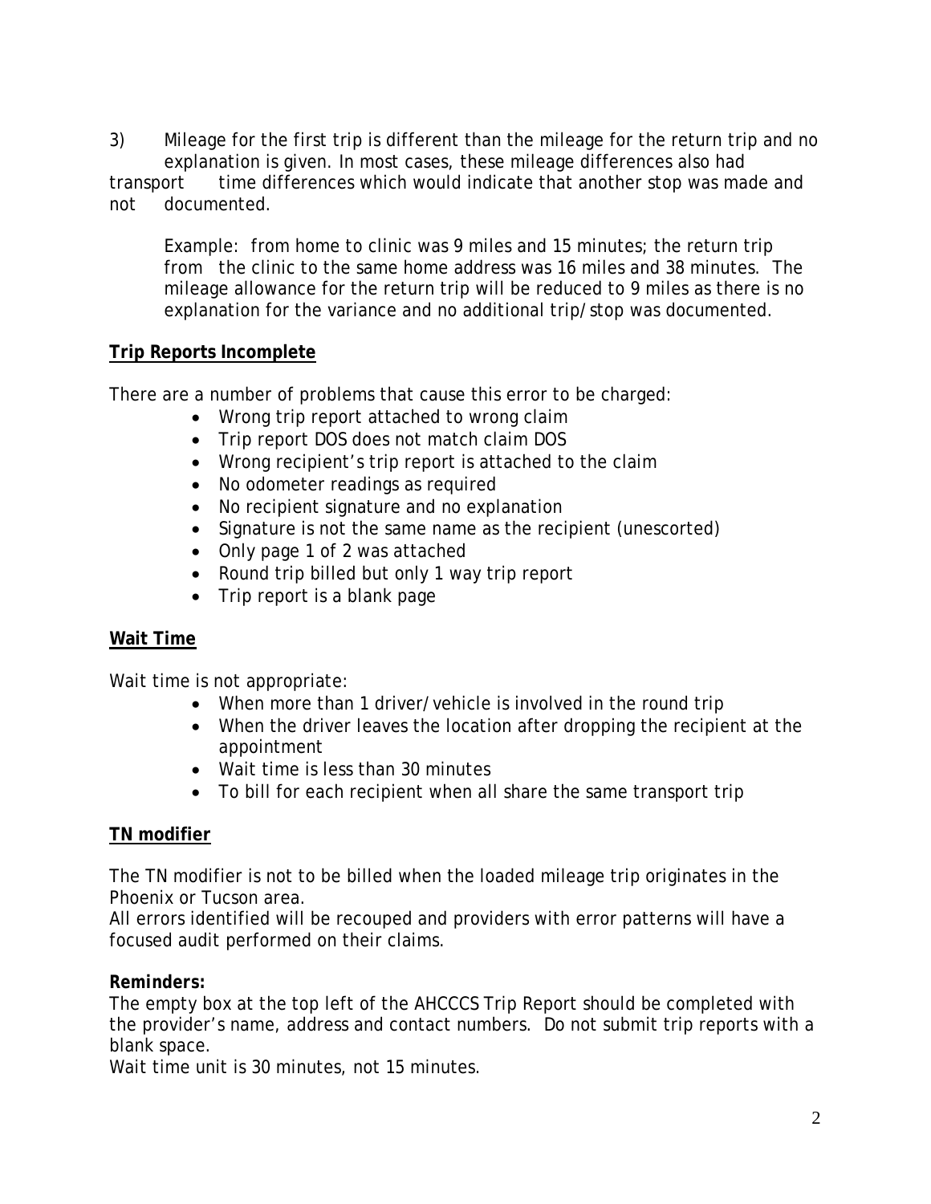3) Mileage for the first trip is different than the mileage for the return trip and no explanation is given. In most cases, these mileage differences also had transport time differences which would indicate that another stop was made and not documented.

> Example: from home to clinic was 9 miles and 15 minutes; the return trip from the clinic to the same home address was 16 miles and 38 minutes. The mileage allowance for the return trip will be reduced to 9 miles as there is no explanation for the variance and no additional trip/stop was documented.

**Trip Reports Incomplete**

There are a number of problems that cause this error to be charged:

- Wrong trip report attached to wrong claim
- Trip report DOS does not match claim DOS
- Wrong recipient's trip report is attached to the claim
- No odometer readings as required
- No recipient signature and no explanation
- Signature is not the same name as the recipient (unescorted)
- Only page 1 of 2 was attached
- Round trip billed but only 1 way trip report
- Trip report is a blank page

**Wait Time**

Wait time is not appropriate:

- When more than 1 driver/vehicle is involved in the round trip
- When the driver leaves the location after dropping the recipient at the appointment
- Wait time is less than 30 minutes
- To bill for each recipient when all share the same transport trip

**TN modifier**

The TN modifier is not to be billed when the loaded mileage trip originates in the Phoenix or Tucson area.
All errors identified will be recouped and providers with error patterns will have a focused audit performed on their claims.

***Reminders:***
The empty box at the top left of the AHCCCS Trip Report should be completed with the provider's name, address and contact numbers. Do not submit trip reports with a blank space.
Wait time unit is 30 minutes, not 15 minutes.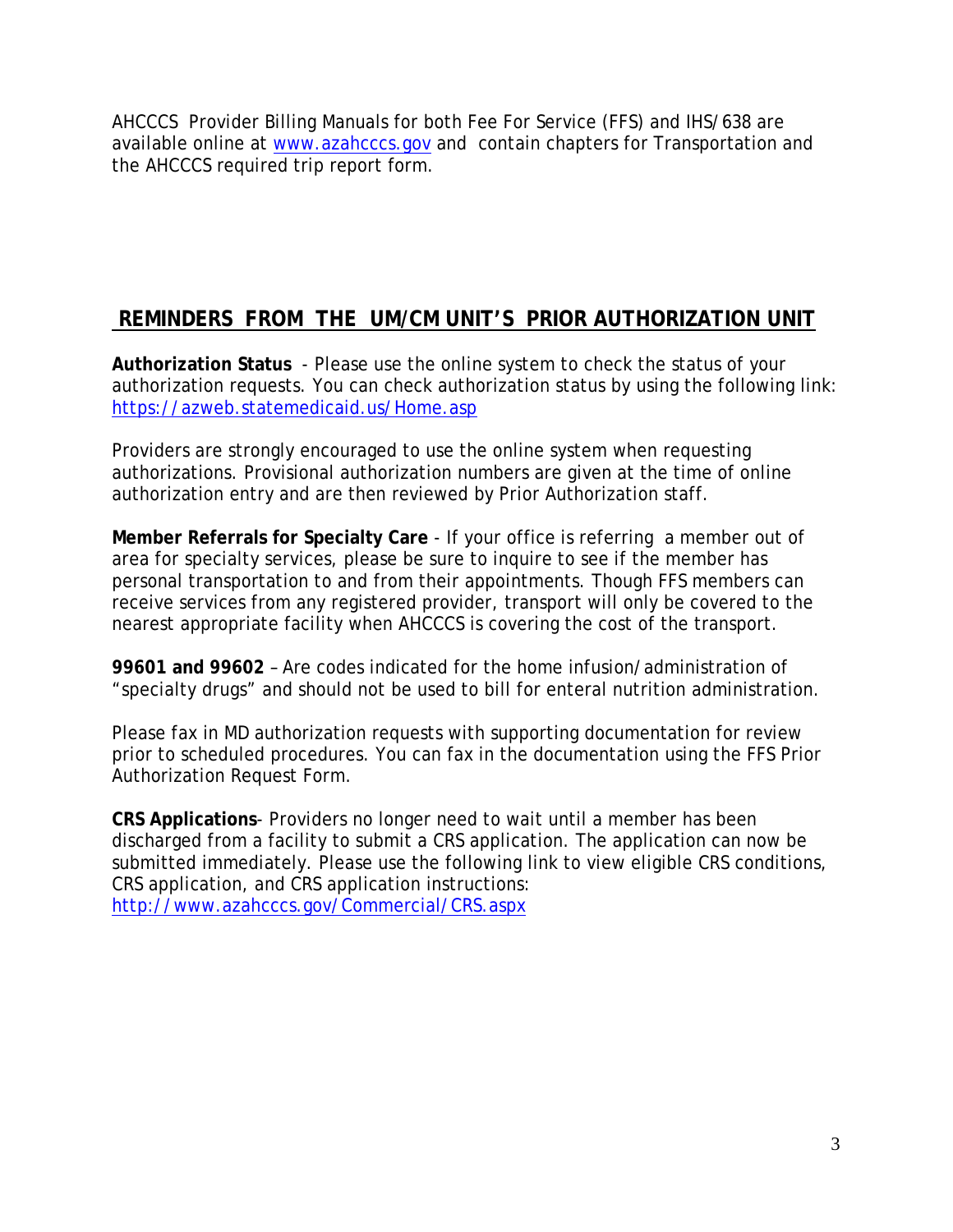AHCCCS Provider Billing Manuals for both Fee For Service (FFS) and IHS/638 are available online at [www.azahcccs.gov](http://www.azahcccs.gov) and contain chapters for Transportation and the AHCCCS required trip report form.

## REMINDERS FROM THE UM/CM UNIT'S PRIOR AUTHORIZATION UNIT

**Authorization Status** - Please use the online system to check the status of your authorization requests. You can check authorization status by using the following link: [https://azweb.statemedicaid.us/Home.asp](https://azweb.statemedicaid.us/Home.asp)

Providers are strongly encouraged to use the online system when requesting authorizations. Provisional authorization numbers are given at the time of online authorization entry and are then reviewed by Prior Authorization staff.

**Member Referrals for Specialty Care** - If your office is referring a member out of area for specialty services, please be sure to inquire to see if the member has personal transportation to and from their appointments. Though FFS members can receive services from any registered provider, transport will only be covered to the nearest appropriate facility when AHCCCS is covering the cost of the transport.

**99601 and 99602** – Are codes indicated for the home infusion/administration of "specialty drugs" and should not be used to bill for enteral nutrition administration.

Please fax in MD authorization requests with supporting documentation for review prior to scheduled procedures. You can fax in the documentation using the FFS Prior Authorization Request Form.

**CRS Applications**- Providers no longer need to wait until a member has been discharged from a facility to submit a CRS application. The application can now be submitted immediately. Please use the following link to view eligible CRS conditions, CRS application, and CRS application instructions: [http://www.azahcccs.gov/Commercial/CRS.aspx](http://www.azahcccs.gov/Commercial/CRS.aspx)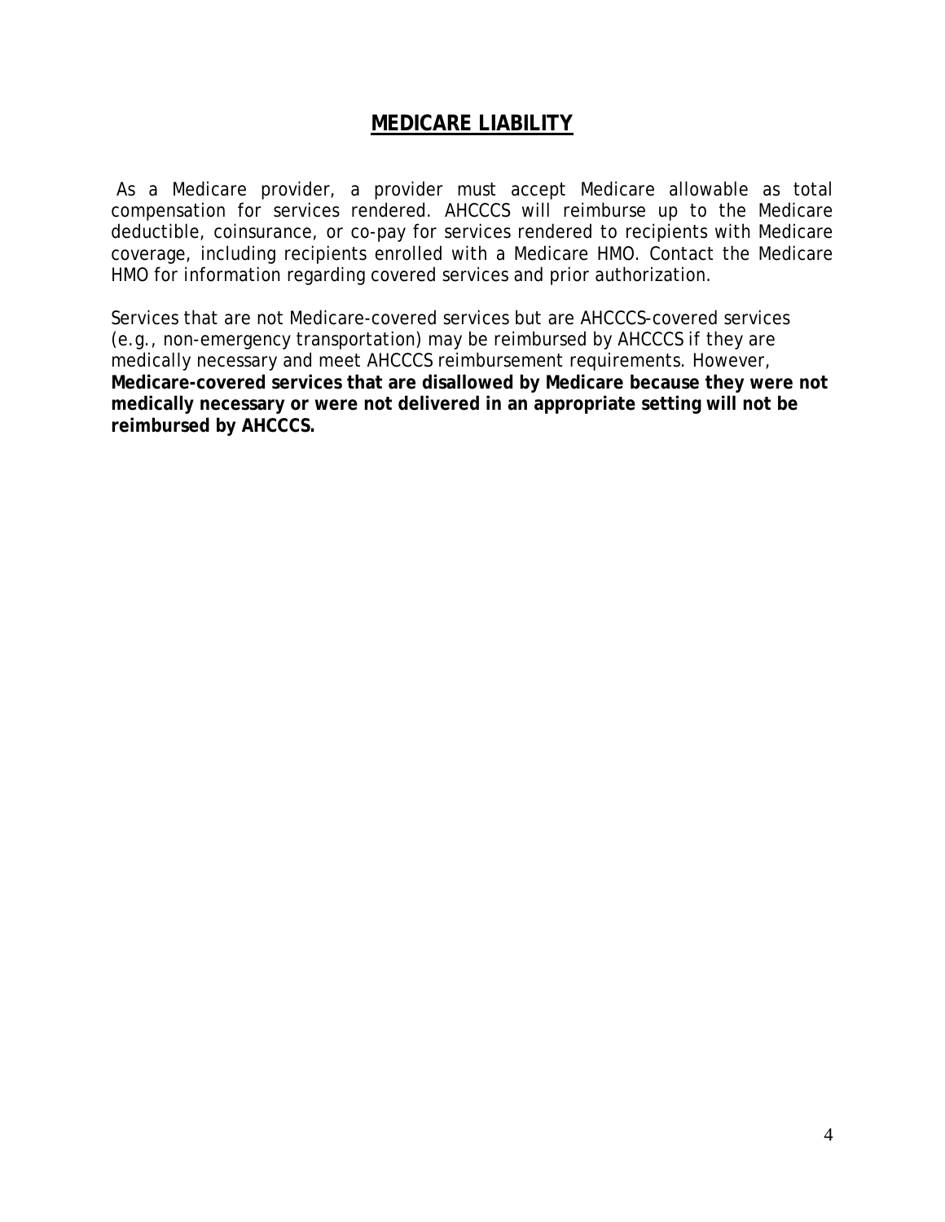## MEDICARE LIABILITY

As a Medicare provider, a provider must accept Medicare allowable as total compensation for services rendered. AHCCCS will reimburse up to the Medicare deductible, coinsurance, or co-pay for services rendered to recipients with Medicare coverage, including recipients enrolled with a Medicare HMO. Contact the Medicare HMO for information regarding covered services and prior authorization.

Services that are not Medicare-covered services but are AHCCCS-covered services (e.g., non-emergency transportation) may be reimbursed by AHCCCS if they are medically necessary and meet AHCCCS reimbursement requirements. However, **Medicare-covered services that are disallowed by Medicare because they were not medically necessary or were not delivered in an appropriate setting will not be reimbursed by AHCCCS.**